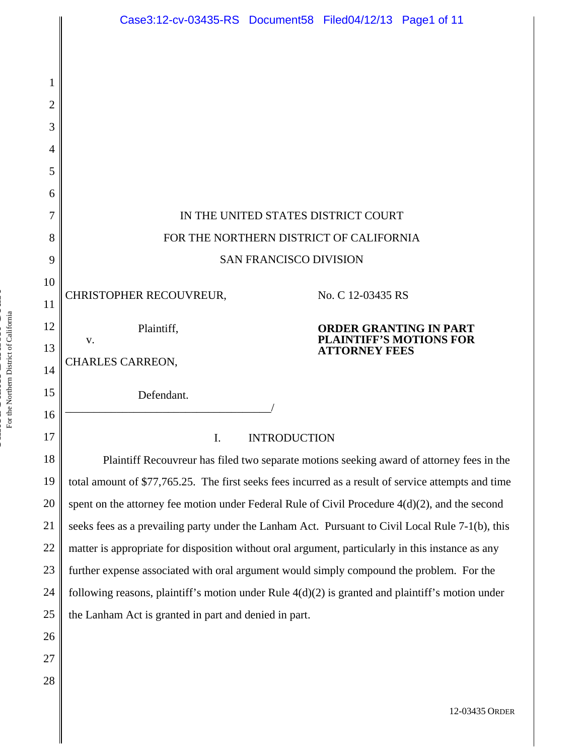IN THE UNITED STATES DISTRICT COURT

FOR THE NORTHERN DISTRICT OF CALIFORNIA

SAN FRANCISCO DIVISION

CHRISTOPHER RECOUVREUR,

Plaintiff,

v.

CHARLES CARREON,

Defendant.

No. C 12-03435 RS

**ORDER GRANTING IN PART PLAINTIFF'S MOTIONS FOR ATTORNEY FEES**

## I. INTRODUCTION

Plaintiff Recouvreur has filed two separate motions seeking award of attorney fees in the total amount of $77,765.25. The first seeks fees incurred as a result of service attempts and time spent on the attorney fee motion under Federal Rule of Civil Procedure 4(d)(2), and the second seeks fees as a prevailing party under the Lanham Act. Pursuant to Civil Local Rule 7-1(b), this matter is appropriate for disposition without oral argument, particularly in this instance as any further expense associated with oral argument would simply compound the problem. For the following reasons, plaintiff's motion under Rule 4(d)(2) is granted and plaintiff's motion under the Lanham Act is granted in part and denied in part.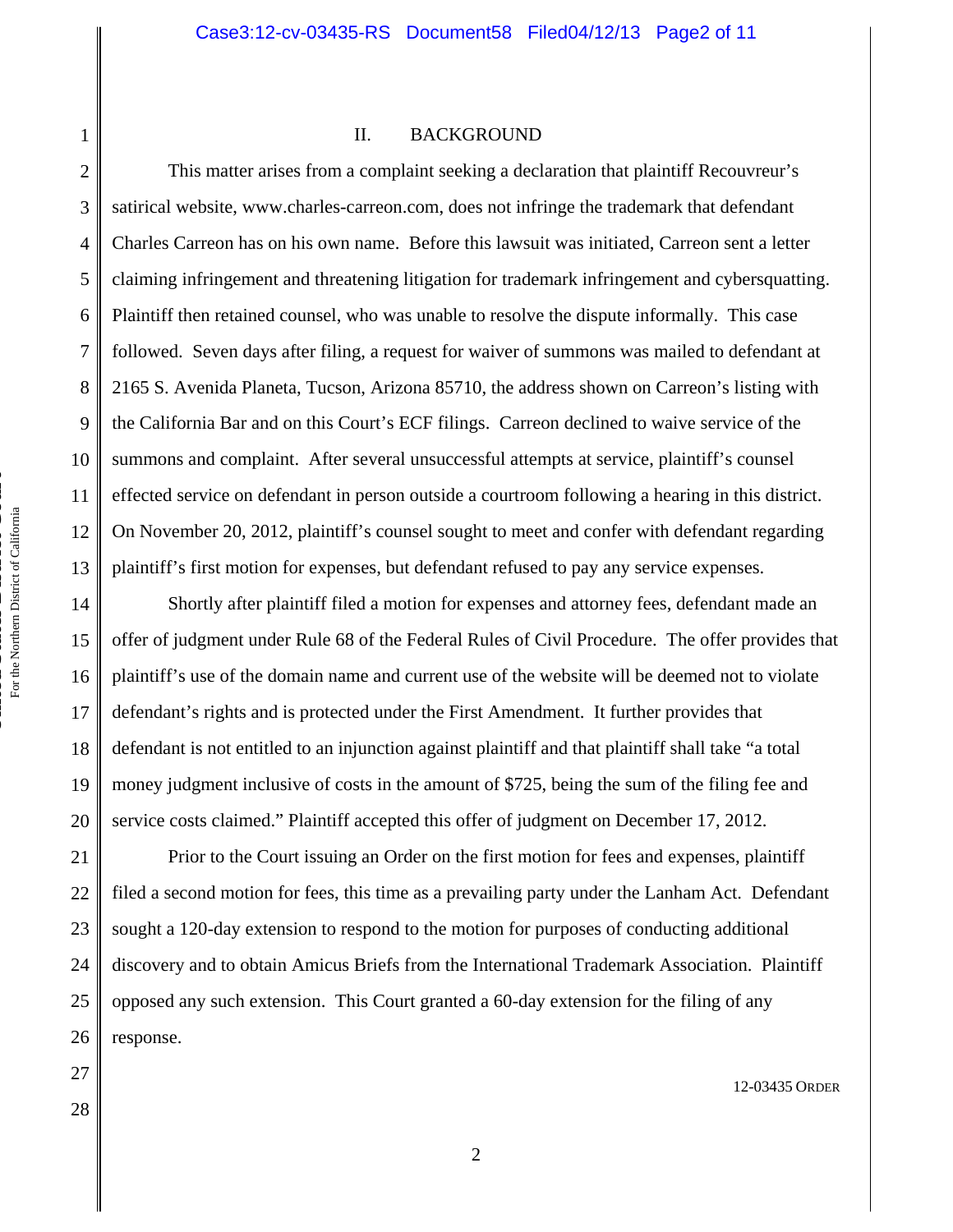## II. BACKGROUND

This matter arises from a complaint seeking a declaration that plaintiff Recouvreur's satirical website, www.charles-carreon.com, does not infringe the trademark that defendant Charles Carreon has on his own name. Before this lawsuit was initiated, Carreon sent a letter claiming infringement and threatening litigation for trademark infringement and cybersquatting. Plaintiff then retained counsel, who was unable to resolve the dispute informally. This case followed. Seven days after filing, a request for waiver of summons was mailed to defendant at 2165 S. Avenida Planeta, Tucson, Arizona 85710, the address shown on Carreon's listing with the California Bar and on this Court's ECF filings. Carreon declined to waive service of the summons and complaint. After several unsuccessful attempts at service, plaintiff's counsel effected service on defendant in person outside a courtroom following a hearing in this district. On November 20, 2012, plaintiff's counsel sought to meet and confer with defendant regarding plaintiff's first motion for expenses, but defendant refused to pay any service expenses.

Shortly after plaintiff filed a motion for expenses and attorney fees, defendant made an offer of judgment under Rule 68 of the Federal Rules of Civil Procedure. The offer provides that plaintiff's use of the domain name and current use of the website will be deemed not to violate defendant's rights and is protected under the First Amendment. It further provides that defendant is not entitled to an injunction against plaintiff and that plaintiff shall take "a total money judgment inclusive of costs in the amount of $725, being the sum of the filing fee and service costs claimed." Plaintiff accepted this offer of judgment on December 17, 2012.

Prior to the Court issuing an Order on the first motion for fees and expenses, plaintiff filed a second motion for fees, this time as a prevailing party under the Lanham Act. Defendant sought a 120-day extension to respond to the motion for purposes of conducting additional discovery and to obtain Amicus Briefs from the International Trademark Association. Plaintiff opposed any such extension. This Court granted a 60-day extension for the filing of any response.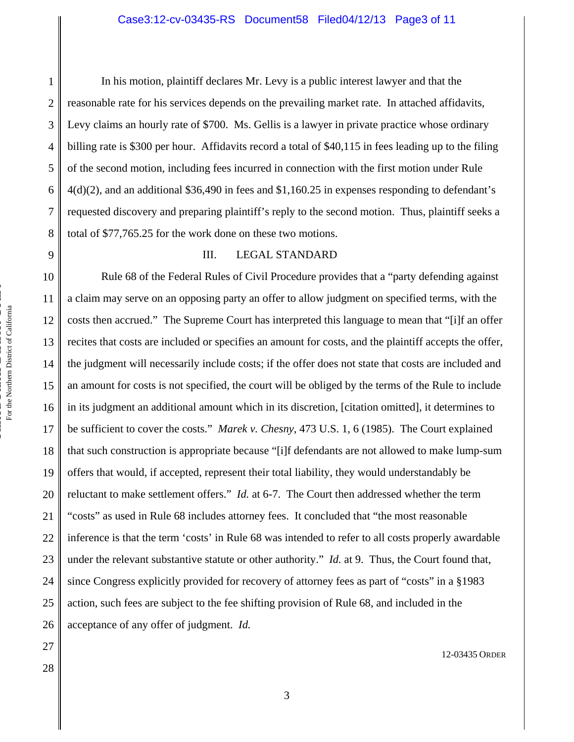In his motion, plaintiff declares Mr. Levy is a public interest lawyer and that the reasonable rate for his services depends on the prevailing market rate. In attached affidavits, Levy claims an hourly rate of $700. Ms. Gellis is a lawyer in private practice whose ordinary billing rate is $300 per hour. Affidavits record a total of $40,115 in fees leading up to the filing of the second motion, including fees incurred in connection with the first motion under Rule 4(d)(2), and an additional $36,490 in fees and $1,160.25 in expenses responding to defendant's requested discovery and preparing plaintiff's reply to the second motion. Thus, plaintiff seeks a total of $77,765.25 for the work done on these two motions.

## III. LEGAL STANDARD

Rule 68 of the Federal Rules of Civil Procedure provides that a "party defending against a claim may serve on an opposing party an offer to allow judgment on specified terms, with the costs then accrued." The Supreme Court has interpreted this language to mean that "[i]f an offer recites that costs are included or specifies an amount for costs, and the plaintiff accepts the offer, the judgment will necessarily include costs; if the offer does not state that costs are included and an amount for costs is not specified, the court will be obliged by the terms of the Rule to include in its judgment an additional amount which in its discretion, [citation omitted], it determines to be sufficient to cover the costs." *Marek v. Chesny*, 473 U.S. 1, 6 (1985). The Court explained that such construction is appropriate because "[i]f defendants are not allowed to make lump-sum offers that would, if accepted, represent their total liability, they would understandably be reluctant to make settlement offers." *Id.* at 6-7. The Court then addressed whether the term "costs" as used in Rule 68 includes attorney fees. It concluded that "the most reasonable inference is that the term 'costs' in Rule 68 was intended to refer to all costs properly awardable under the relevant substantive statute or other authority." *Id.* at 9. Thus, the Court found that, since Congress explicitly provided for recovery of attorney fees as part of "costs" in a §1983 action, such fees are subject to the fee shifting provision of Rule 68, and included in the acceptance of any offer of judgment. *Id.*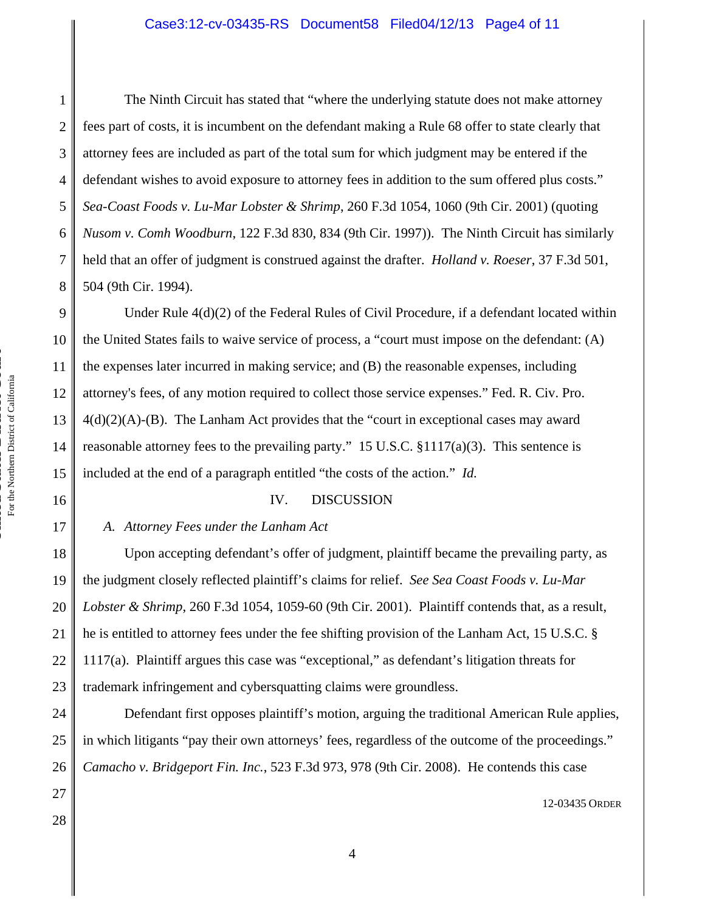The Ninth Circuit has stated that "where the underlying statute does not make attorney fees part of costs, it is incumbent on the defendant making a Rule 68 offer to state clearly that attorney fees are included as part of the total sum for which judgment may be entered if the defendant wishes to avoid exposure to attorney fees in addition to the sum offered plus costs." *Sea-Coast Foods v. Lu-Mar Lobster & Shrimp*, 260 F.3d 1054, 1060 (9th Cir. 2001) (quoting *Nusom v. Comh Woodburn*, 122 F.3d 830, 834 (9th Cir. 1997)). The Ninth Circuit has similarly held that an offer of judgment is construed against the drafter. *Holland v. Roeser*, 37 F.3d 501, 504 (9th Cir. 1994).

Under Rule 4(d)(2) of the Federal Rules of Civil Procedure, if a defendant located within the United States fails to waive service of process, a "court must impose on the defendant: (A) the expenses later incurred in making service; and (B) the reasonable expenses, including attorney's fees, of any motion required to collect those service expenses." Fed. R. Civ. Pro. 4(d)(2)(A)-(B). The Lanham Act provides that the "court in exceptional cases may award reasonable attorney fees to the prevailing party." 15 U.S.C. §1117(a)(3). This sentence is included at the end of a paragraph entitled "the costs of the action." *Id.*

## IV. DISCUSSION

### *A. Attorney Fees under the Lanham Act*

Upon accepting defendant's offer of judgment, plaintiff became the prevailing party, as the judgment closely reflected plaintiff's claims for relief. *See Sea Coast Foods v. Lu-Mar Lobster & Shrimp*, 260 F.3d 1054, 1059-60 (9th Cir. 2001). Plaintiff contends that, as a result, he is entitled to attorney fees under the fee shifting provision of the Lanham Act, 15 U.S.C. § 1117(a). Plaintiff argues this case was "exceptional," as defendant's litigation threats for trademark infringement and cybersquatting claims were groundless.

Defendant first opposes plaintiff's motion, arguing the traditional American Rule applies, in which litigants "pay their own attorneys' fees, regardless of the outcome of the proceedings." *Camacho v. Bridgeport Fin. Inc.*, 523 F.3d 973, 978 (9th Cir. 2008). He contends this case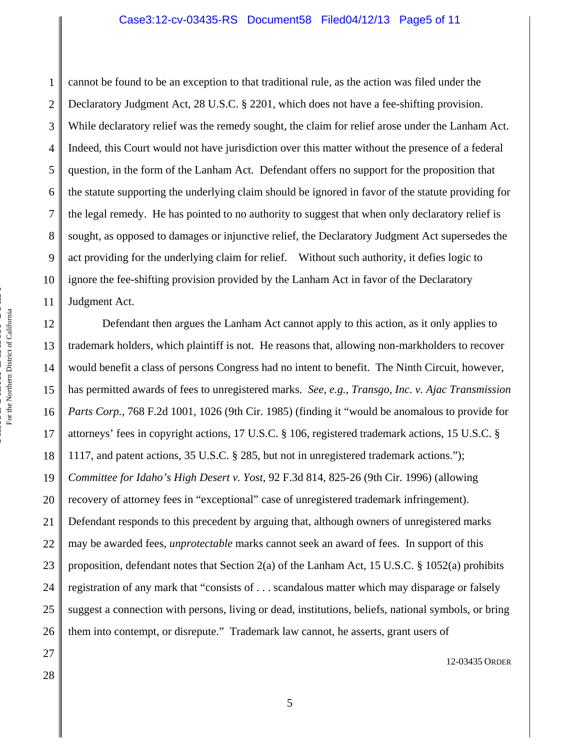cannot be found to be an exception to that traditional rule, as the action was filed under the Declaratory Judgment Act, 28 U.S.C. § 2201, which does not have a fee-shifting provision. While declaratory relief was the remedy sought, the claim for relief arose under the Lanham Act. Indeed, this Court would not have jurisdiction over this matter without the presence of a federal question, in the form of the Lanham Act. Defendant offers no support for the proposition that the statute supporting the underlying claim should be ignored in favor of the statute providing for the legal remedy. He has pointed to no authority to suggest that when only declaratory relief is sought, as opposed to damages or injunctive relief, the Declaratory Judgment Act supersedes the act providing for the underlying claim for relief. Without such authority, it defies logic to ignore the fee-shifting provision provided by the Lanham Act in favor of the Declaratory Judgment Act.

Defendant then argues the Lanham Act cannot apply to this action, as it only applies to trademark holders, which plaintiff is not. He reasons that, allowing non-markholders to recover would benefit a class of persons Congress had no intent to benefit. The Ninth Circuit, however, has permitted awards of fees to unregistered marks. *See, e.g.*, *Transgo, Inc. v. Ajac Transmission Parts Corp.*, 768 F.2d 1001, 1026 (9th Cir. 1985) (finding it "would be anomalous to provide for attorneys' fees in copyright actions, 17 U.S.C. § 106, registered trademark actions, 15 U.S.C. § 1117, and patent actions, 35 U.S.C. § 285, but not in unregistered trademark actions."); *Committee for Idaho's High Desert v. Yost*, 92 F.3d 814, 825-26 (9th Cir. 1996) (allowing recovery of attorney fees in "exceptional" case of unregistered trademark infringement). Defendant responds to this precedent by arguing that, although owners of unregistered marks may be awarded fees, *unprotectable* marks cannot seek an award of fees. In support of this proposition, defendant notes that Section 2(a) of the Lanham Act, 15 U.S.C. § 1052(a) prohibits registration of any mark that "consists of . . . scandalous matter which may disparage or falsely suggest a connection with persons, living or dead, institutions, beliefs, national symbols, or bring them into contempt, or disrepute." Trademark law cannot, he asserts, grant users of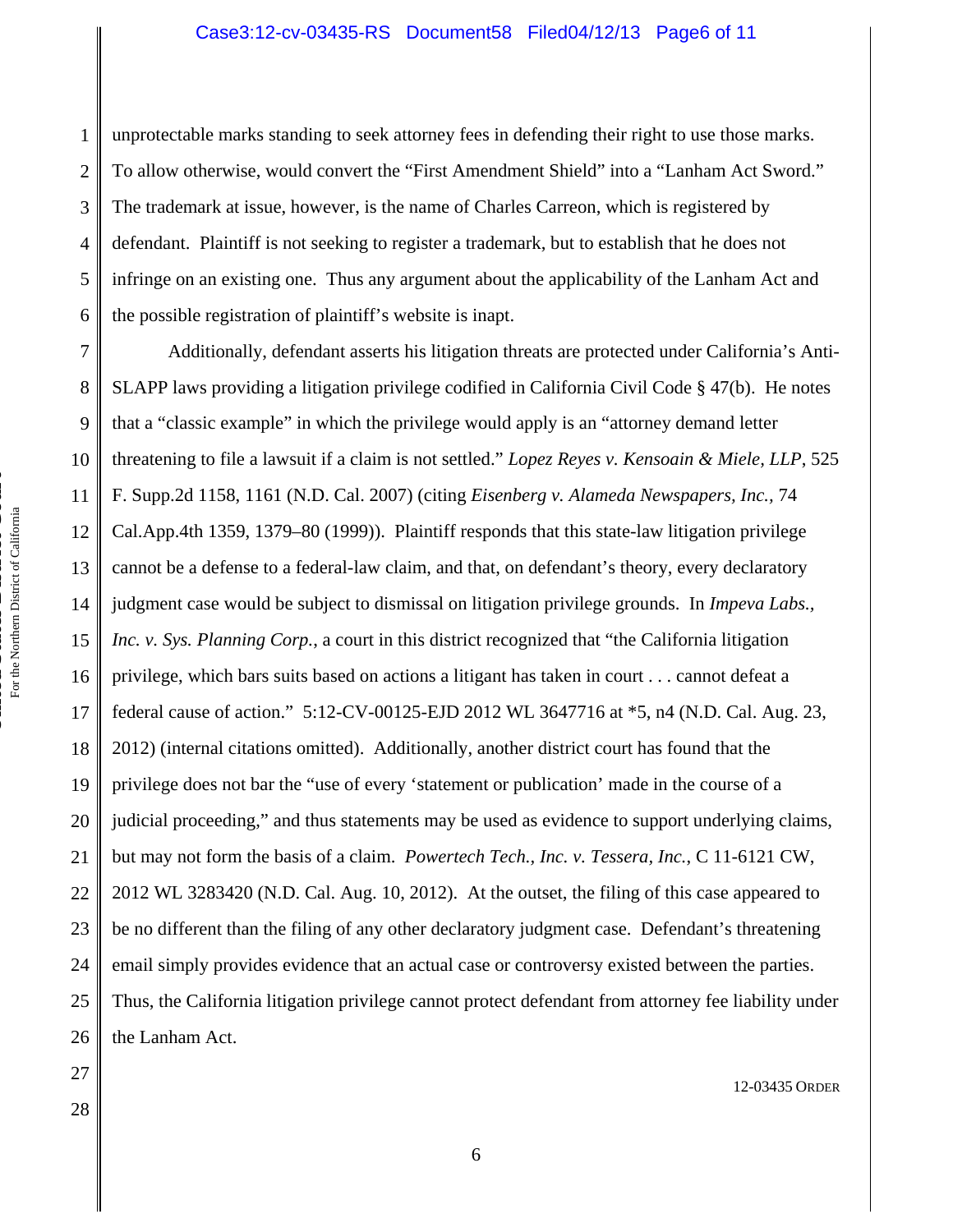unprotectable marks standing to seek attorney fees in defending their right to use those marks. To allow otherwise, would convert the "First Amendment Shield" into a "Lanham Act Sword." The trademark at issue, however, is the name of Charles Carreon, which is registered by defendant. Plaintiff is not seeking to register a trademark, but to establish that he does not infringe on an existing one. Thus any argument about the applicability of the Lanham Act and the possible registration of plaintiff's website is inapt.

Additionally, defendant asserts his litigation threats are protected under California's Anti-SLAPP laws providing a litigation privilege codified in California Civil Code § 47(b). He notes that a "classic example" in which the privilege would apply is an "attorney demand letter threatening to file a lawsuit if a claim is not settled." *Lopez Reyes v. Kensoain & Miele, LLP*, 525 F. Supp.2d 1158, 1161 (N.D. Cal. 2007) (citing *Eisenberg v. Alameda Newspapers, Inc.*, 74 Cal.App.4th 1359, 1379–80 (1999)). Plaintiff responds that this state-law litigation privilege cannot be a defense to a federal-law claim, and that, on defendant's theory, every declaratory judgment case would be subject to dismissal on litigation privilege grounds. In *Impeva Labs., Inc. v. Sys. Planning Corp.*, a court in this district recognized that "the California litigation privilege, which bars suits based on actions a litigant has taken in court . . . cannot defeat a federal cause of action." 5:12-CV-00125-EJD 2012 WL 3647716 at *5, n4 (N.D. Cal. Aug. 23, 2012) (internal citations omitted). Additionally, another district court has found that the privilege does not bar the "use of every 'statement or publication' made in the course of a judicial proceeding," and thus statements may be used as evidence to support underlying claims, but may not form the basis of a claim. *Powertech Tech., Inc. v. Tessera, Inc.*, C 11-6121 CW, 2012 WL 3283420 (N.D. Cal. Aug. 10, 2012). At the outset, the filing of this case appeared to be no different than the filing of any other declaratory judgment case. Defendant's threatening email simply provides evidence that an actual case or controversy existed between the parties. Thus, the California litigation privilege cannot protect defendant from attorney fee liability under the Lanham Act.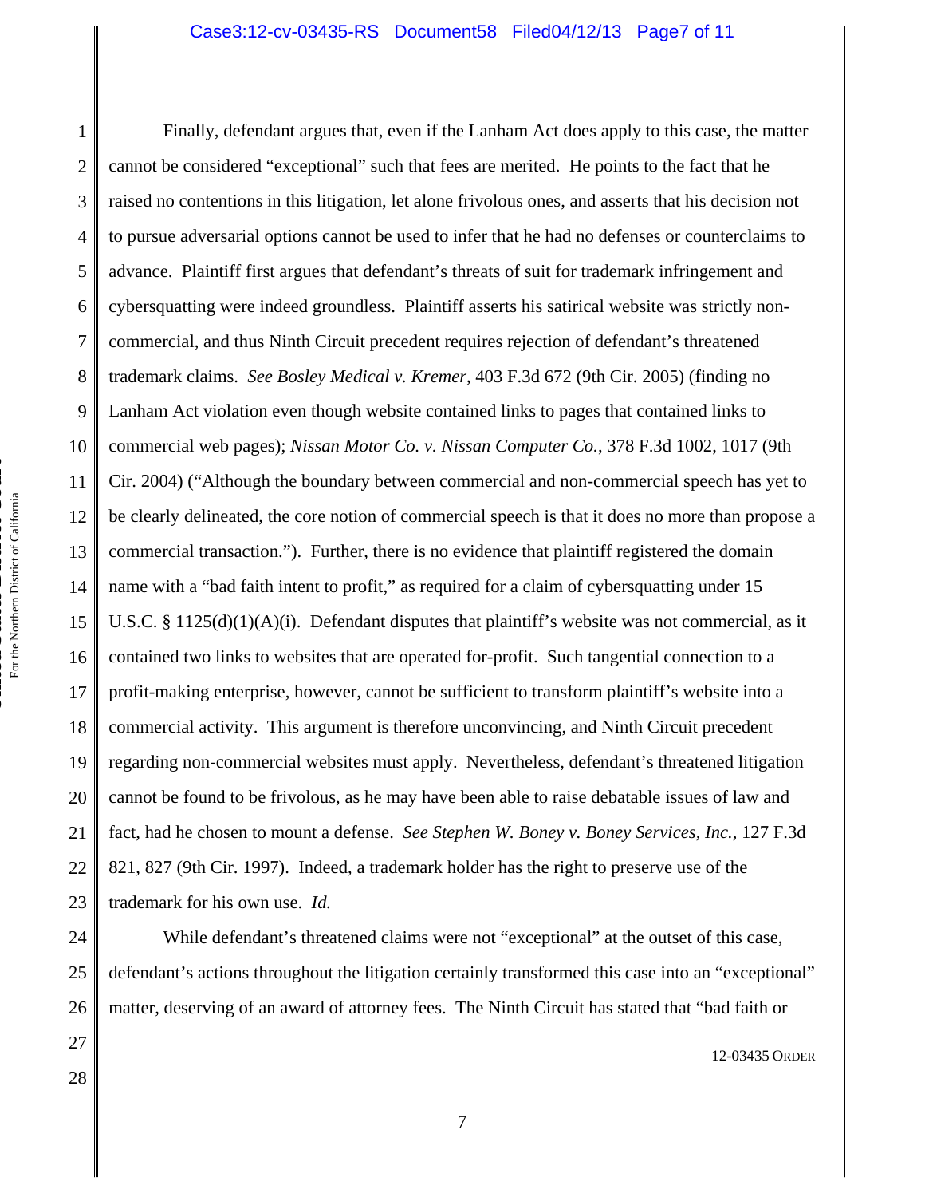Finally, defendant argues that, even if the Lanham Act does apply to this case, the matter cannot be considered "exceptional" such that fees are merited. He points to the fact that he raised no contentions in this litigation, let alone frivolous ones, and asserts that his decision not to pursue adversarial options cannot be used to infer that he had no defenses or counterclaims to advance. Plaintiff first argues that defendant's threats of suit for trademark infringement and cybersquatting were indeed groundless. Plaintiff asserts his satirical website was strictly non-commercial, and thus Ninth Circuit precedent requires rejection of defendant's threatened trademark claims. *See Bosley Medical v. Kremer*, 403 F.3d 672 (9th Cir. 2005) (finding no Lanham Act violation even though website contained links to pages that contained links to commercial web pages); *Nissan Motor Co. v. Nissan Computer Co.*, 378 F.3d 1002, 1017 (9th Cir. 2004) ("Although the boundary between commercial and non-commercial speech has yet to be clearly delineated, the core notion of commercial speech is that it does no more than propose a commercial transaction."). Further, there is no evidence that plaintiff registered the domain name with a "bad faith intent to profit," as required for a claim of cybersquatting under 15 U.S.C. § 1125(d)(1)(A)(i). Defendant disputes that plaintiff's website was not commercial, as it contained two links to websites that are operated for-profit. Such tangential connection to a profit-making enterprise, however, cannot be sufficient to transform plaintiff's website into a commercial activity. This argument is therefore unconvincing, and Ninth Circuit precedent regarding non-commercial websites must apply. Nevertheless, defendant's threatened litigation cannot be found to be frivolous, as he may have been able to raise debatable issues of law and fact, had he chosen to mount a defense. *See Stephen W. Boney v. Boney Services, Inc.*, 127 F.3d 821, 827 (9th Cir. 1997). Indeed, a trademark holder has the right to preserve use of the trademark for his own use. *Id.*

While defendant's threatened claims were not "exceptional" at the outset of this case, defendant's actions throughout the litigation certainly transformed this case into an "exceptional" matter, deserving of an award of attorney fees. The Ninth Circuit has stated that "bad faith or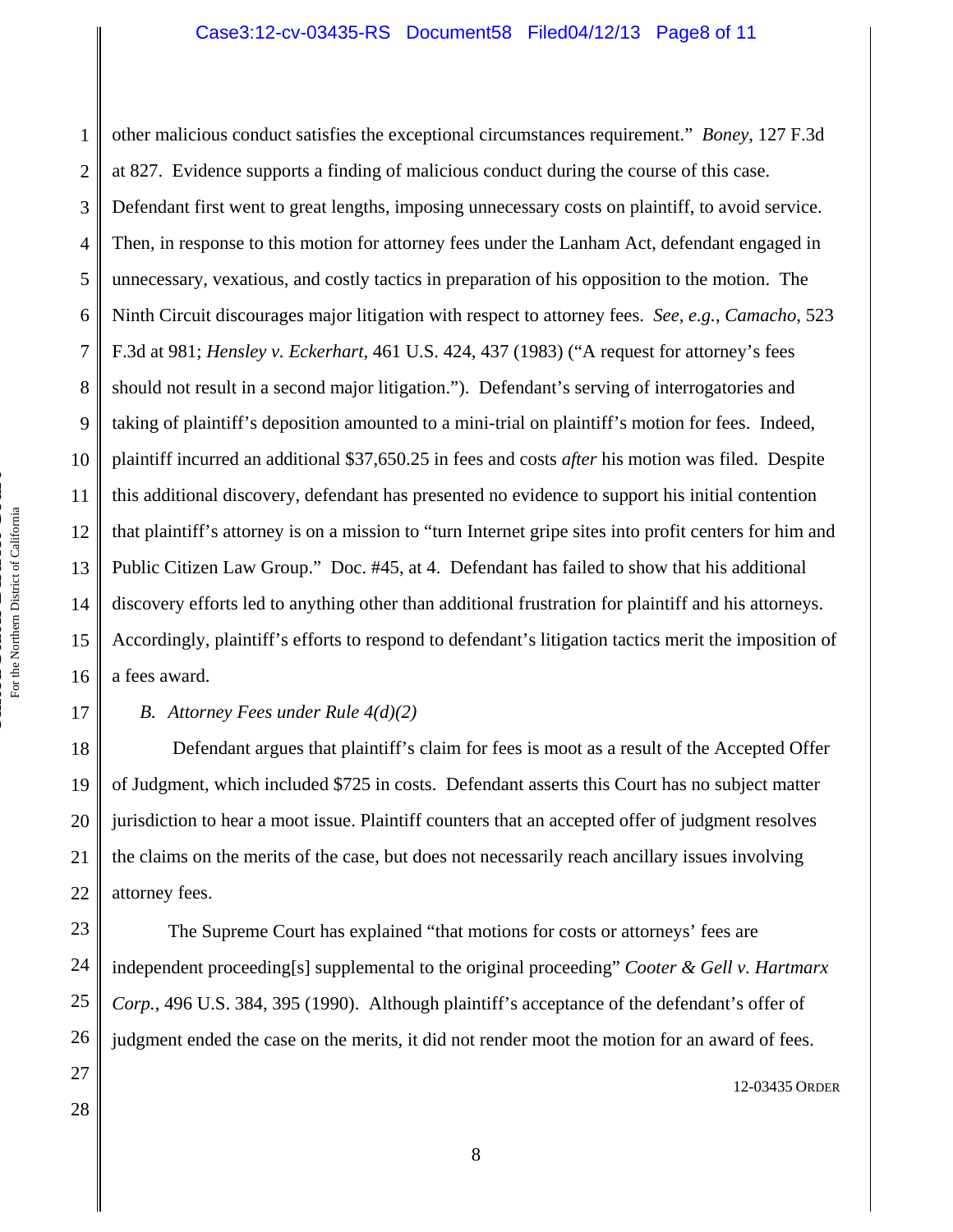other malicious conduct satisfies the exceptional circumstances requirement." *Boney*, 127 F.3d at 827. Evidence supports a finding of malicious conduct during the course of this case. Defendant first went to great lengths, imposing unnecessary costs on plaintiff, to avoid service. Then, in response to this motion for attorney fees under the Lanham Act, defendant engaged in unnecessary, vexatious, and costly tactics in preparation of his opposition to the motion. The Ninth Circuit discourages major litigation with respect to attorney fees. *See, e.g.*, *Camacho*, 523 F.3d at 981; *Hensley v. Eckerhart*, 461 U.S. 424, 437 (1983) ("A request for attorney's fees should not result in a second major litigation."). Defendant's serving of interrogatories and taking of plaintiff's deposition amounted to a mini-trial on plaintiff's motion for fees. Indeed, plaintiff incurred an additional $37,650.25 in fees and costs *after* his motion was filed. Despite this additional discovery, defendant has presented no evidence to support his initial contention that plaintiff's attorney is on a mission to "turn Internet gripe sites into profit centers for him and Public Citizen Law Group." Doc. #45, at 4. Defendant has failed to show that his additional discovery efforts led to anything other than additional frustration for plaintiff and his attorneys. Accordingly, plaintiff's efforts to respond to defendant's litigation tactics merit the imposition of a fees award.

### *B. Attorney Fees under Rule 4(d)(2)*

Defendant argues that plaintiff's claim for fees is moot as a result of the Accepted Offer of Judgment, which included $725 in costs. Defendant asserts this Court has no subject matter jurisdiction to hear a moot issue. Plaintiff counters that an accepted offer of judgment resolves the claims on the merits of the case, but does not necessarily reach ancillary issues involving attorney fees.

The Supreme Court has explained "that motions for costs or attorneys' fees are independent proceeding[s] supplemental to the original proceeding" *Cooter & Gell v. Hartmarx Corp.*, 496 U.S. 384, 395 (1990). Although plaintiff's acceptance of the defendant's offer of judgment ended the case on the merits, it did not render moot the motion for an award of fees.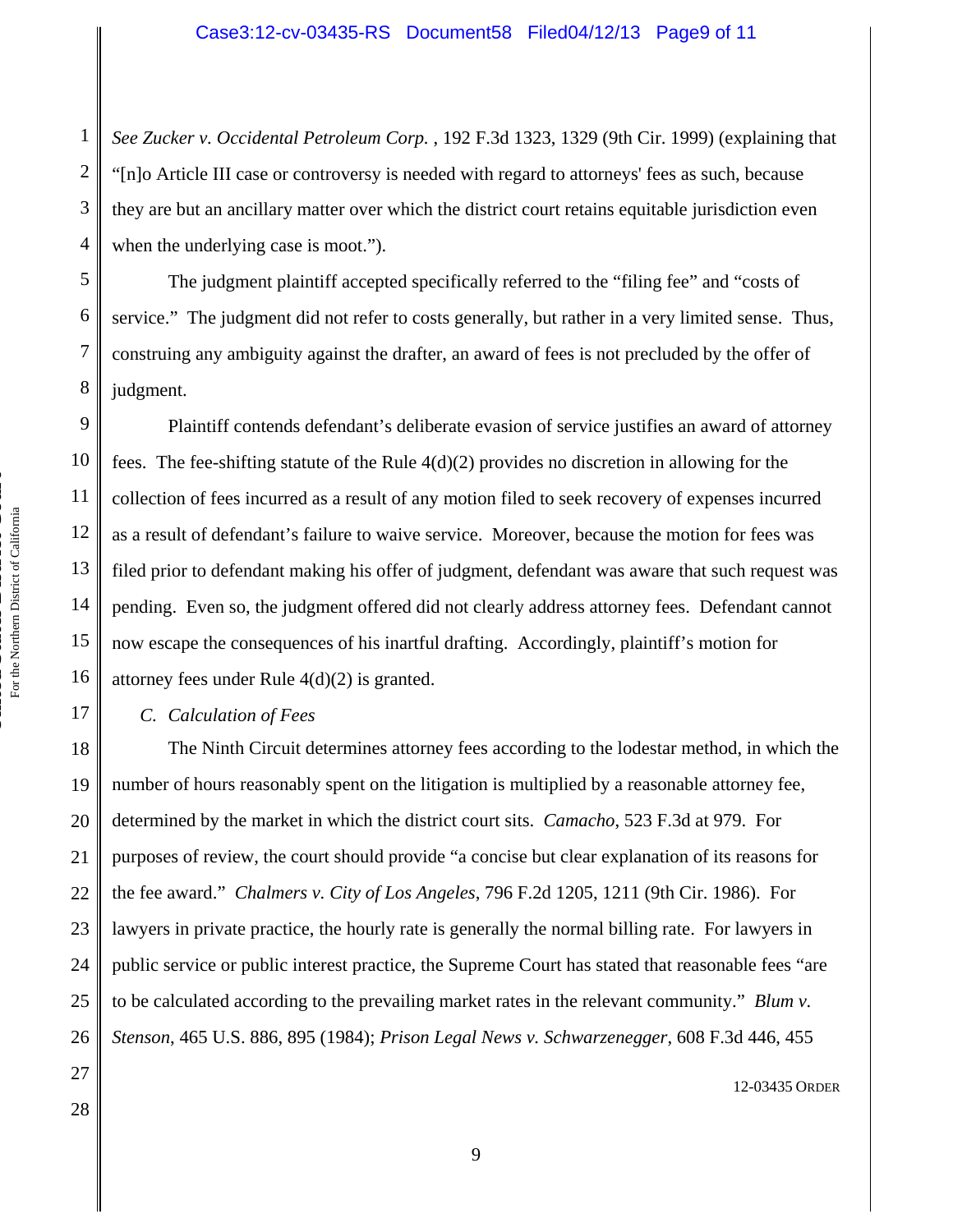*See Zucker v. Occidental Petroleum Corp.* , 192 F.3d 1323, 1329 (9th Cir. 1999) (explaining that "[n]o Article III case or controversy is needed with regard to attorneys' fees as such, because they are but an ancillary matter over which the district court retains equitable jurisdiction even when the underlying case is moot.").

The judgment plaintiff accepted specifically referred to the "filing fee" and "costs of service." The judgment did not refer to costs generally, but rather in a very limited sense. Thus, construing any ambiguity against the drafter, an award of fees is not precluded by the offer of judgment.

Plaintiff contends defendant's deliberate evasion of service justifies an award of attorney fees. The fee-shifting statute of the Rule 4(d)(2) provides no discretion in allowing for the collection of fees incurred as a result of any motion filed to seek recovery of expenses incurred as a result of defendant's failure to waive service. Moreover, because the motion for fees was filed prior to defendant making his offer of judgment, defendant was aware that such request was pending. Even so, the judgment offered did not clearly address attorney fees. Defendant cannot now escape the consequences of his inartful drafting. Accordingly, plaintiff's motion for attorney fees under Rule 4(d)(2) is granted.

*C. Calculation of Fees*

The Ninth Circuit determines attorney fees according to the lodestar method, in which the number of hours reasonably spent on the litigation is multiplied by a reasonable attorney fee, determined by the market in which the district court sits. *Camacho*, 523 F.3d at 979. For purposes of review, the court should provide "a concise but clear explanation of its reasons for the fee award." *Chalmers v. City of Los Angeles*, 796 F.2d 1205, 1211 (9th Cir. 1986). For lawyers in private practice, the hourly rate is generally the normal billing rate. For lawyers in public service or public interest practice, the Supreme Court has stated that reasonable fees "are to be calculated according to the prevailing market rates in the relevant community." *Blum v. Stenson*, 465 U.S. 886, 895 (1984); *Prison Legal News v. Schwarzenegger*, 608 F.3d 446, 455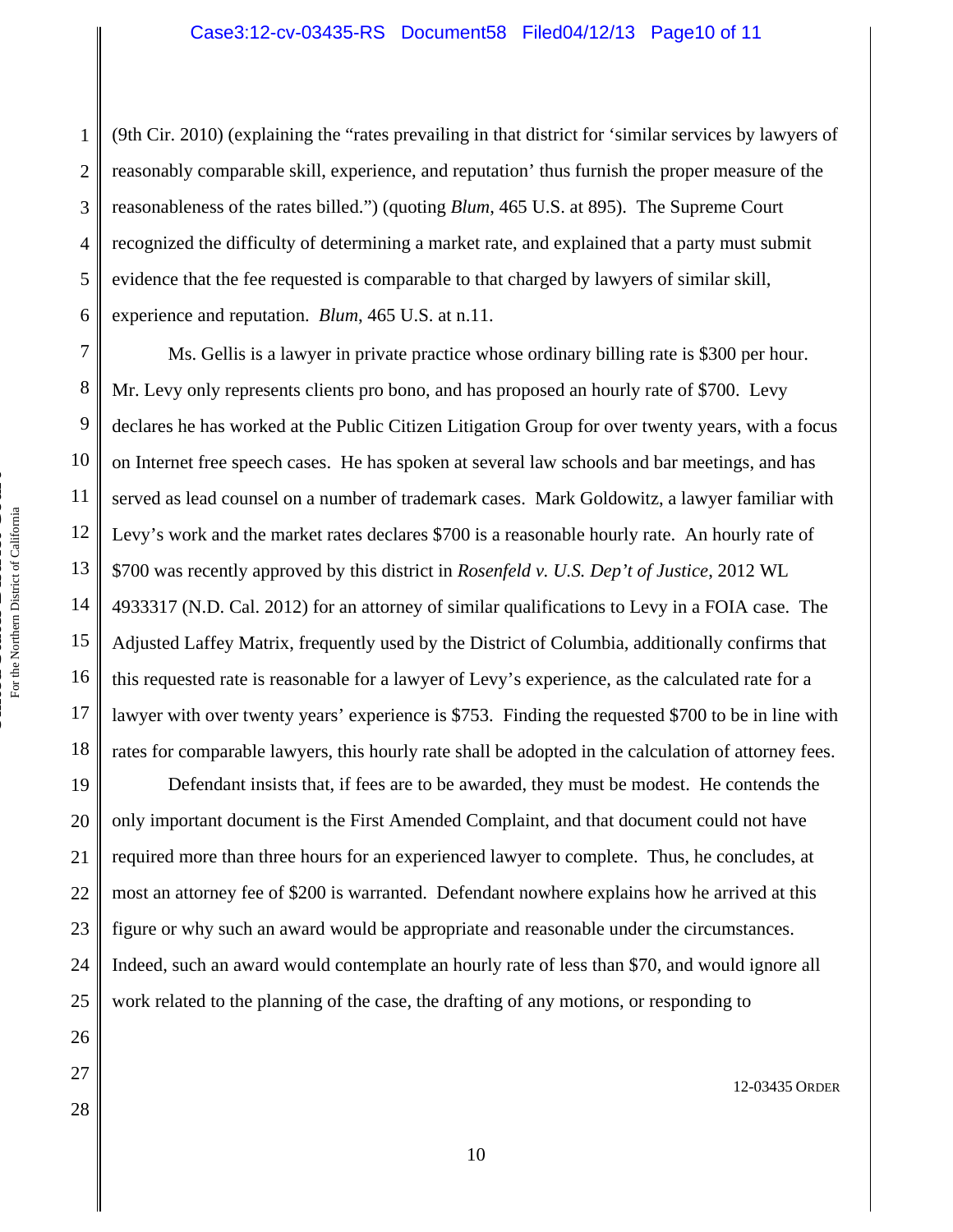(9th Cir. 2010) (explaining the "rates prevailing in that district for 'similar services by lawyers of reasonably comparable skill, experience, and reputation' thus furnish the proper measure of the reasonableness of the rates billed.") (quoting *Blum*, 465 U.S. at 895). The Supreme Court recognized the difficulty of determining a market rate, and explained that a party must submit evidence that the fee requested is comparable to that charged by lawyers of similar skill, experience and reputation. *Blum*, 465 U.S. at n.11.

Ms. Gellis is a lawyer in private practice whose ordinary billing rate is $300 per hour. Mr. Levy only represents clients pro bono, and has proposed an hourly rate of $700. Levy declares he has worked at the Public Citizen Litigation Group for over twenty years, with a focus on Internet free speech cases. He has spoken at several law schools and bar meetings, and has served as lead counsel on a number of trademark cases. Mark Goldowitz, a lawyer familiar with Levy's work and the market rates declares $700 is a reasonable hourly rate. An hourly rate of $700 was recently approved by this district in *Rosenfeld v. U.S. Dep't of Justice*, 2012 WL 4933317 (N.D. Cal. 2012) for an attorney of similar qualifications to Levy in a FOIA case. The Adjusted Laffey Matrix, frequently used by the District of Columbia, additionally confirms that this requested rate is reasonable for a lawyer of Levy's experience, as the calculated rate for a lawyer with over twenty years' experience is $753. Finding the requested $700 to be in line with rates for comparable lawyers, this hourly rate shall be adopted in the calculation of attorney fees.

Defendant insists that, if fees are to be awarded, they must be modest. He contends the only important document is the First Amended Complaint, and that document could not have required more than three hours for an experienced lawyer to complete. Thus, he concludes, at most an attorney fee of $200 is warranted. Defendant nowhere explains how he arrived at this figure or why such an award would be appropriate and reasonable under the circumstances. Indeed, such an award would contemplate an hourly rate of less than $70, and would ignore all work related to the planning of the case, the drafting of any motions, or responding to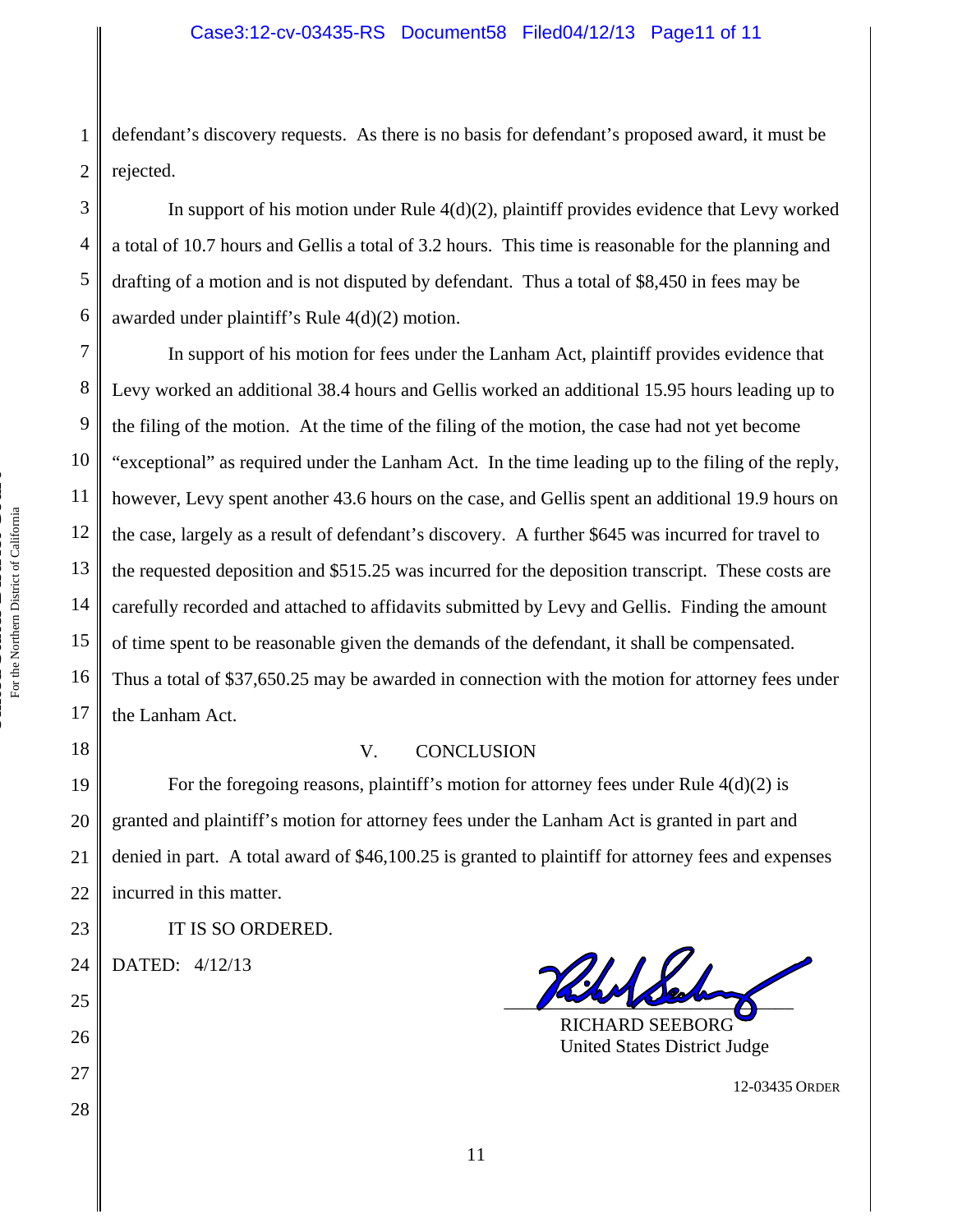defendant's discovery requests. As there is no basis for defendant's proposed award, it must be rejected.

In support of his motion under Rule 4(d)(2), plaintiff provides evidence that Levy worked a total of 10.7 hours and Gellis a total of 3.2 hours. This time is reasonable for the planning and drafting of a motion and is not disputed by defendant. Thus a total of $8,450 in fees may be awarded under plaintiff's Rule 4(d)(2) motion.

In support of his motion for fees under the Lanham Act, plaintiff provides evidence that Levy worked an additional 38.4 hours and Gellis worked an additional 15.95 hours leading up to the filing of the motion. At the time of the filing of the motion, the case had not yet become "exceptional" as required under the Lanham Act. In the time leading up to the filing of the reply, however, Levy spent another 43.6 hours on the case, and Gellis spent an additional 19.9 hours on the case, largely as a result of defendant's discovery. A further $645 was incurred for travel to the requested deposition and $515.25 was incurred for the deposition transcript. These costs are carefully recorded and attached to affidavits submitted by Levy and Gellis. Finding the amount of time spent to be reasonable given the demands of the defendant, it shall be compensated. Thus a total of $37,650.25 may be awarded in connection with the motion for attorney fees under the Lanham Act.

## V. CONCLUSION

For the foregoing reasons, plaintiff's motion for attorney fees under Rule 4(d)(2) is granted and plaintiff's motion for attorney fees under the Lanham Act is granted in part and denied in part. A total award of $46,100.25 is granted to plaintiff for attorney fees and expenses incurred in this matter.

IT IS SO ORDERED.

DATED: 4/12/13

RICHARD SEEBORG
United States District Judge

12-03435 ORDER